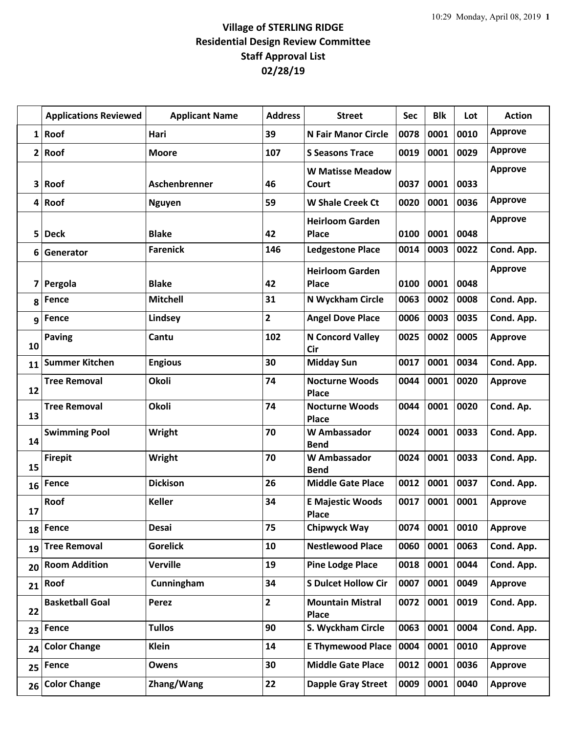# Village of STERLING RIDGE
## Residential Design Review Committee
## Staff Approval List
## 02/28/19

| | Applications Reviewed | Applicant Name | Address | Street | Sec | Blk | Lot | Action |
|---|---|---|---|---|---|---|---|---|
| 1 | Roof | Hari | 39 | N Fair Manor Circle | 0078 | 0001 | 0010 | Approve |
| 2 | Roof | Moore | 107 | S Seasons Trace | 0019 | 0001 | 0029 | Approve |
| 3 | Roof | Aschenbrenner | 46 | W Matisse Meadow Court | 0037 | 0001 | 0033 | Approve |
| 4 | Roof | Nguyen | 59 | W Shale Creek Ct | 0020 | 0001 | 0036 | Approve |
| 5 | Deck | Blake | 42 | Heirloom Garden Place | 0100 | 0001 | 0048 | Approve |
| 6 | Generator | Farenick | 146 | Ledgestone Place | 0014 | 0003 | 0022 | Cond. App. |
| 7 | Pergola | Blake | 42 | Heirloom Garden Place | 0100 | 0001 | 0048 | Approve |
| 8 | Fence | Mitchell | 31 | N Wyckham Circle | 0063 | 0002 | 0008 | Cond. App. |
| 9 | Fence | Lindsey | 2 | Angel Dove Place | 0006 | 0003 | 0035 | Cond. App. |
| 10 | Paving | Cantu | 102 | N Concord Valley Cir | 0025 | 0002 | 0005 | Approve |
| 11 | Summer Kitchen | Engious | 30 | Midday Sun | 0017 | 0001 | 0034 | Cond. App. |
| 12 | Tree Removal | Okoli | 74 | Nocturne Woods Place | 0044 | 0001 | 0020 | Approve |
| 13 | Tree Removal | Okoli | 74 | Nocturne Woods Place | 0044 | 0001 | 0020 | Cond. Ap. |
| 14 | Swimming Pool | Wright | 70 | W Ambassador Bend | 0024 | 0001 | 0033 | Cond. App. |
| 15 | Firepit | Wright | 70 | W Ambassador Bend | 0024 | 0001 | 0033 | Cond. App. |
| 16 | Fence | Dickison | 26 | Middle Gate Place | 0012 | 0001 | 0037 | Cond. App. |
| 17 | Roof | Keller | 34 | E Majestic Woods Place | 0017 | 0001 | 0001 | Approve |
| 18 | Fence | Desai | 75 | Chipwyck Way | 0074 | 0001 | 0010 | Approve |
| 19 | Tree Removal | Gorelick | 10 | Nestlewood Place | 0060 | 0001 | 0063 | Cond. App. |
| 20 | Room Addition | Verville | 19 | Pine Lodge Place | 0018 | 0001 | 0044 | Cond. App. |
| 21 | Roof | Cunningham | 34 | S Dulcet Hollow Cir | 0007 | 0001 | 0049 | Approve |
| 22 | Basketball Goal | Perez | 2 | Mountain Mistral Place | 0072 | 0001 | 0019 | Cond. App. |
| 23 | Fence | Tullos | 90 | S. Wyckham Circle | 0063 | 0001 | 0004 | Cond. App. |
| 24 | Color Change | Klein | 14 | E Thymewood Place | 0004 | 0001 | 0010 | Approve |
| 25 | Fence | Owens | 30 | Middle Gate Place | 0012 | 0001 | 0036 | Approve |
| 26 | Color Change | Zhang/Wang | 22 | Dapple Gray Street | 0009 | 0001 | 0040 | Approve |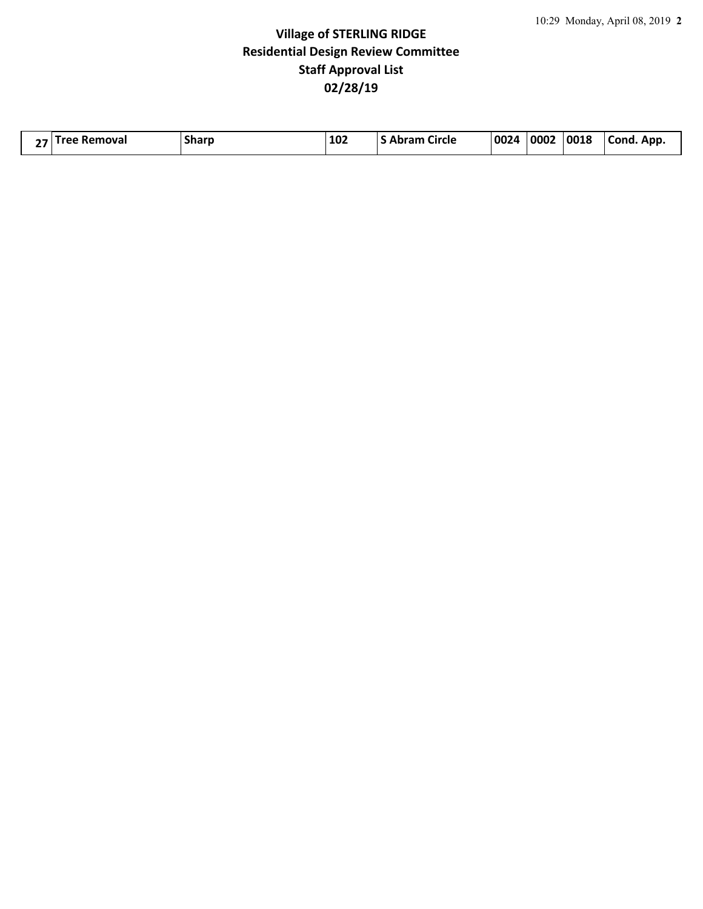**Village of STERLING RIDGE**
**Residential Design Review Committee**
**Staff Approval List**
**02/28/19**

| | | | | | | | | |
|---|---|---|---|---|---|---|---|---|
| 27 | Tree Removal | Sharp | 102 | S Abram Circle | 0024 | 0002 | 0018 | Cond. App. |